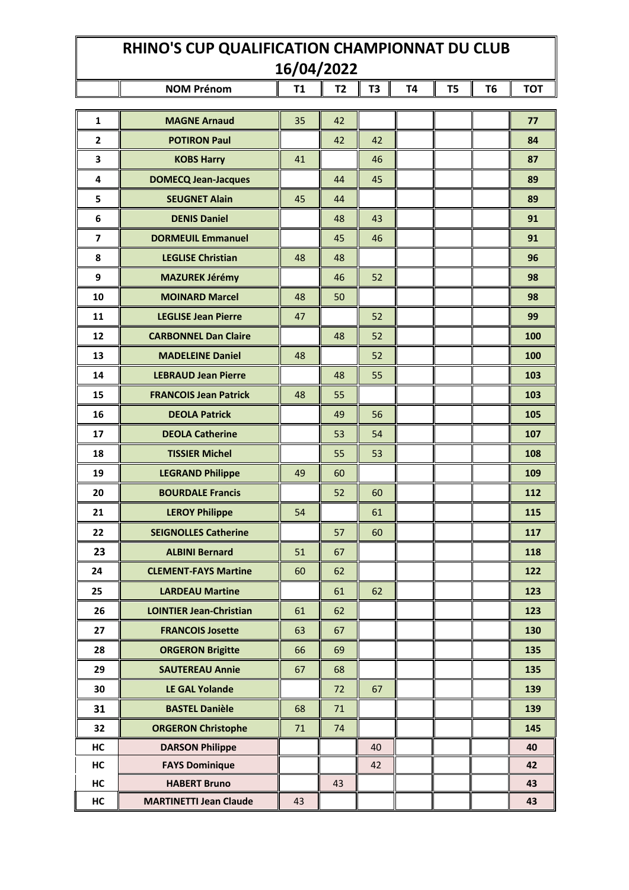# RHINO'S CUP QUALIFICATION CHAMPIONNAT DU CLUB

## 16/04/2022

| | NOM Prénom | T1 | T2 | T3 | T4 | T5 | T6 | TOT |
|---|---|---|---|---|---|---|---|---|
| 1 | MAGNE Arnaud | 35 | 42 | | | | | 77 |
| 2 | POTIRON Paul | | 42 | 42 | | | | 84 |
| 3 | KOBS Harry | 41 | | 46 | | | | 87 |
| 4 | DOMECQ Jean-Jacques | | 44 | 45 | | | | 89 |
| 5 | SEUGNET Alain | 45 | 44 | | | | | 89 |
| 6 | DENIS Daniel | | 48 | 43 | | | | 91 |
| 7 | DORMEUIL Emmanuel | | 45 | 46 | | | | 91 |
| 8 | LEGLISE Christian | 48 | 48 | | | | | 96 |
| 9 | MAZUREK Jérémy | | 46 | 52 | | | | 98 |
| 10 | MOINARD Marcel | 48 | 50 | | | | | 98 |
| 11 | LEGLISE Jean Pierre | 47 | | 52 | | | | 99 |
| 12 | CARBONNEL Dan Claire | | 48 | 52 | | | | 100 |
| 13 | MADELEINE Daniel | 48 | | 52 | | | | 100 |
| 14 | LEBRAUD Jean Pierre | | 48 | 55 | | | | 103 |
| 15 | FRANCOIS Jean Patrick | 48 | 55 | | | | | 103 |
| 16 | DEOLA Patrick | | 49 | 56 | | | | 105 |
| 17 | DEOLA Catherine | | 53 | 54 | | | | 107 |
| 18 | TISSIER Michel | | 55 | 53 | | | | 108 |
| 19 | LEGRAND Philippe | 49 | 60 | | | | | 109 |
| 20 | BOURDALE Francis | | 52 | 60 | | | | 112 |
| 21 | LEROY Philippe | 54 | | 61 | | | | 115 |
| 22 | SEIGNOLLES Catherine | | 57 | 60 | | | | 117 |
| 23 | ALBINI Bernard | 51 | 67 | | | | | 118 |
| 24 | CLEMENT-FAYS Martine | 60 | 62 | | | | | 122 |
| 25 | LARDEAU Martine | | 61 | 62 | | | | 123 |
| 26 | LOINTIER Jean-Christian | 61 | 62 | | | | | 123 |
| 27 | FRANCOIS Josette | 63 | 67 | | | | | 130 |
| 28 | ORGERON Brigitte | 66 | 69 | | | | | 135 |
| 29 | SAUTEREAU Annie | 67 | 68 | | | | | 135 |
| 30 | LE GAL Yolande | | 72 | 67 | | | | 139 |
| 31 | BASTEL Danièle | 68 | 71 | | | | | 139 |
| 32 | ORGERON Christophe | 71 | 74 | | | | | 145 |
| HC | DARSON Philippe | | | 40 | | | | 40 |
| HC | FAYS Dominique | | | 42 | | | | 42 |
| HC | HABERT Bruno | | 43 | | | | | 43 |
| HC | MARTINETTI Jean Claude | 43 | | | | | | 43 |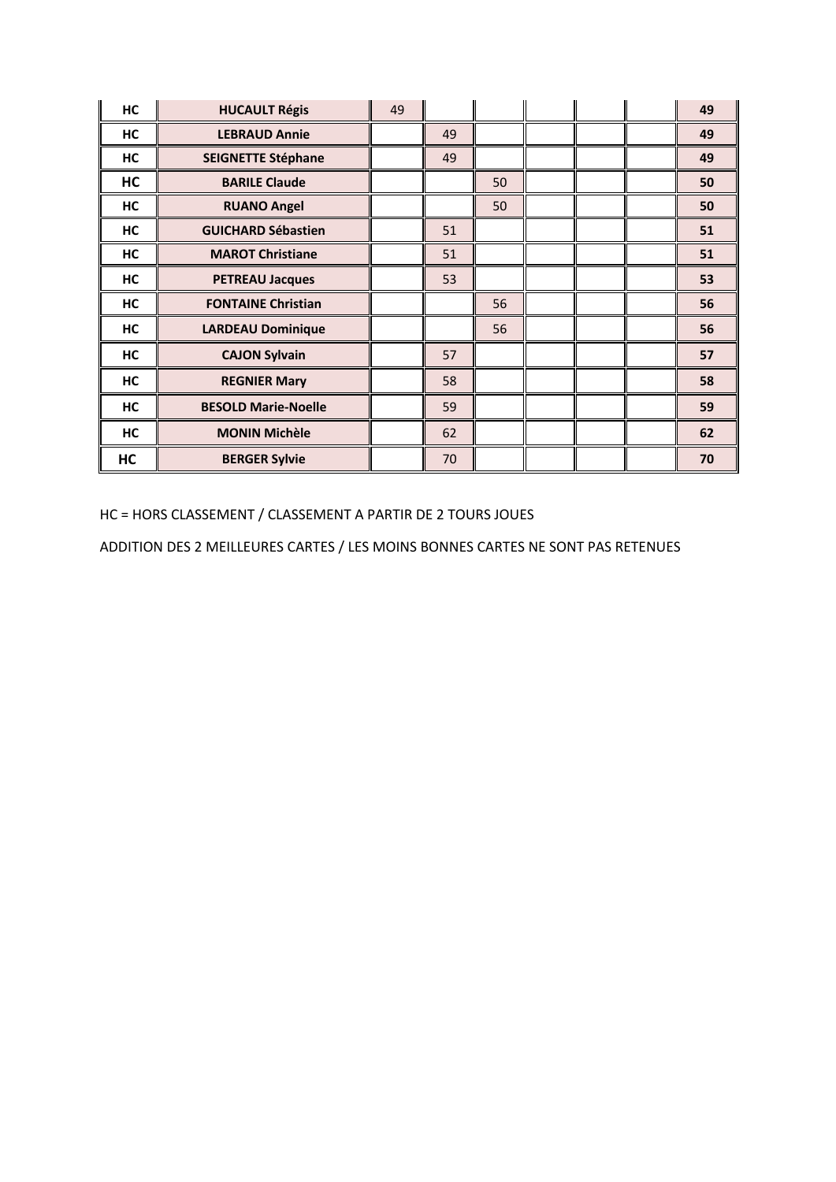| | | | | | | | | |
|---|---|---|---|---|---|---|---|---|
| HC | **HUCAULT Régis** | 49 | | | | | | **49** |
| HC | **LEBRAUD Annie** | | 49 | | | | | **49** |
| HC | **SEIGNETTE Stéphane** | | 49 | | | | | **49** |
| HC | **BARILE Claude** | | | 50 | | | | **50** |
| HC | **RUANO Angel** | | | 50 | | | | **50** |
| HC | **GUICHARD Sébastien** | | 51 | | | | | **51** |
| HC | **MAROT Christiane** | | 51 | | | | | **51** |
| HC | **PETREAU Jacques** | | 53 | | | | | **53** |
| HC | **FONTAINE Christian** | | | 56 | | | | **56** |
| HC | **LARDEAU Dominique** | | | 56 | | | | **56** |
| HC | **CAJON Sylvain** | | 57 | | | | | **57** |
| HC | **REGNIER Mary** | | 58 | | | | | **58** |
| HC | **BESOLD Marie-Noelle** | | 59 | | | | | **59** |
| HC | **MONIN Michèle** | | 62 | | | | | **62** |
| HC | **BERGER Sylvie** | | 70 | | | | | **70** |

HC = HORS CLASSEMENT / CLASSEMENT A PARTIR DE 2 TOURS JOUES

ADDITION DES 2 MEILLEURES CARTES / LES MOINS BONNES CARTES NE SONT PAS RETENUES